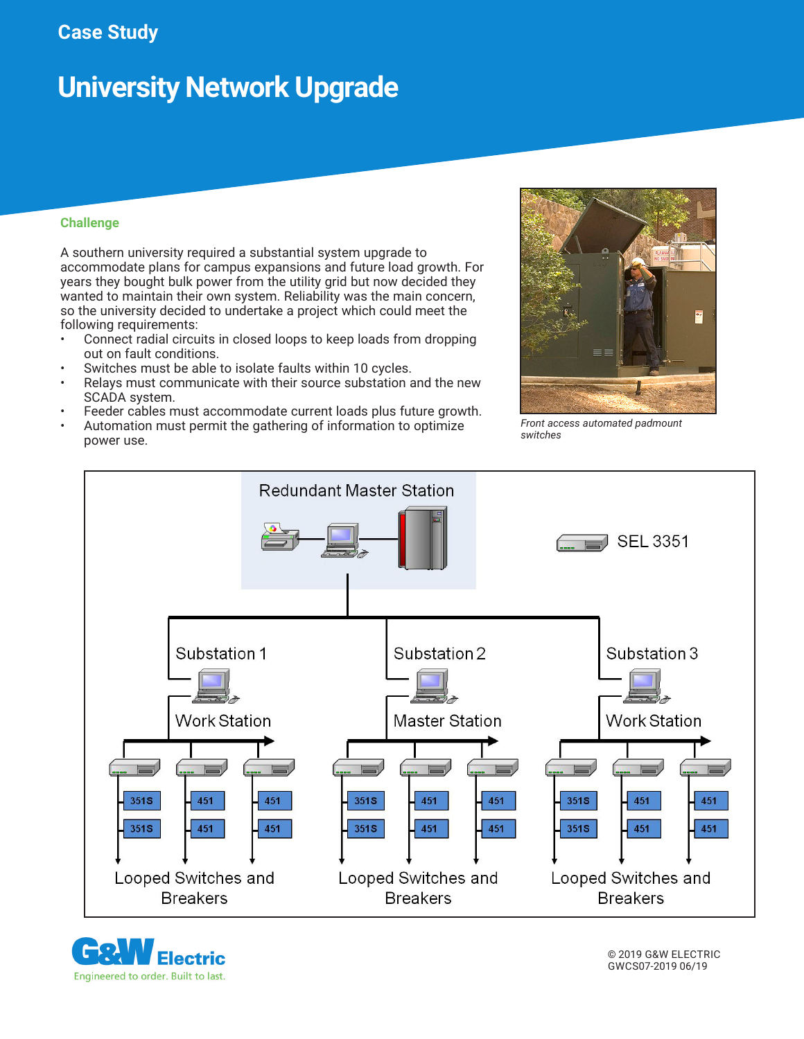Case Study

# University Network Upgrade

## Challenge

A southern university required a substantial system upgrade to accommodate plans for campus expansions and future load growth. For years they bought bulk power from the utility grid but now decided they wanted to maintain their own system. Reliability was the main concern, so the university decided to undertake a project which could meet the following requirements:

- Connect radial circuits in closed loops to keep loads from dropping out on fault conditions.
- Switches must be able to isolate faults within 10 cycles.
- Relays must communicate with their source substation and the new SCADA system.
- Feeder cables must accommodate current loads plus future growth.
- Automation must permit the gathering of information to optimize power use.

*Front access automated padmount switches*

Redundant Master Station

SEL 3351

Substation 1 — Work Station

Substation 2 — Master Station

Substation 3 — Work Station

351S, 351S, 451, 451, 451, 451

Looped Switches and Breakers

© 2019 G&W ELECTRIC
GWCS07-2019 06/19

G&W Electric — Engineered to order. Built to last.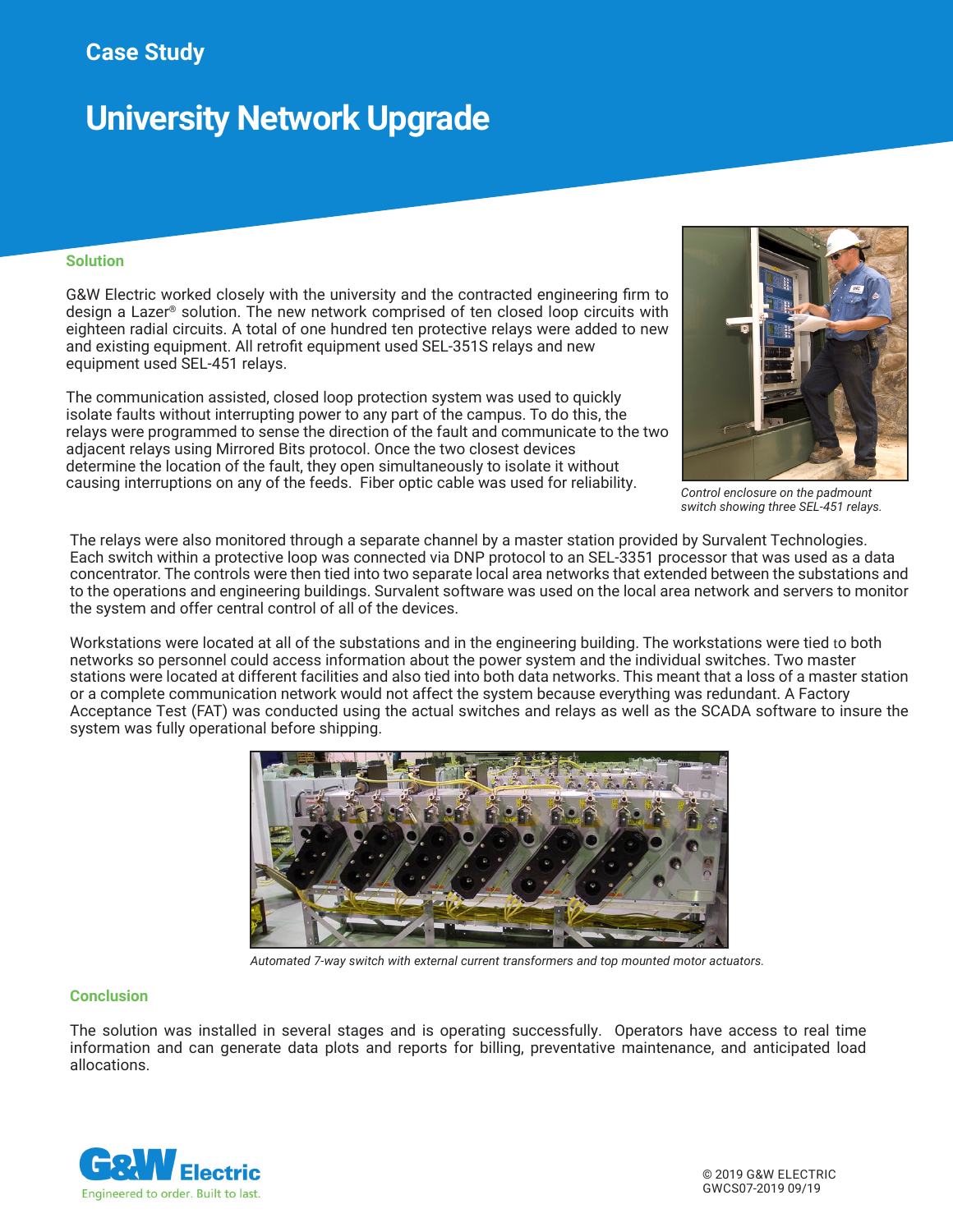Case Study

# University Network Upgrade

## Solution

G&W Electric worked closely with the university and the contracted engineering firm to design a Lazer® solution. The new network comprised of ten closed loop circuits with eighteen radial circuits. A total of one hundred ten protective relays were added to new and existing equipment. All retrofit equipment used SEL-351S relays and new equipment used SEL-451 relays.

The communication assisted, closed loop protection system was used to quickly isolate faults without interrupting power to any part of the campus. To do this, the relays were programmed to sense the direction of the fault and communicate to the two adjacent relays using Mirrored Bits protocol. Once the two closest devices determine the location of the fault, they open simultaneously to isolate it without causing interruptions on any of the feeds. Fiber optic cable was used for reliability.

*Control enclosure on the padmount switch showing three SEL-451 relays.*

The relays were also monitored through a separate channel by a master station provided by Survalent Technologies. Each switch within a protective loop was connected via DNP protocol to an SEL-3351 processor that was used as a data concentrator. The controls were then tied into two separate local area networks that extended between the substations and to the operations and engineering buildings. Survalent software was used on the local area network and servers to monitor the system and offer central control of all of the devices.

Workstations were located at all of the substations and in the engineering building. The workstations were tied to both networks so personnel could access information about the power system and the individual switches. Two master stations were located at different facilities and also tied into both data networks. This meant that a loss of a master station or a complete communication network would not affect the system because everything was redundant. A Factory Acceptance Test (FAT) was conducted using the actual switches and relays as well as the SCADA software to insure the system was fully operational before shipping.

*Automated 7-way switch with external current transformers and top mounted motor actuators.*

## Conclusion

The solution was installed in several stages and is operating successfully. Operators have access to real time information and can generate data plots and reports for billing, preventative maintenance, and anticipated load allocations.

G&W Electric
Engineered to order. Built to last.

© 2019 G&W ELECTRIC
GWCS07-2019 09/19